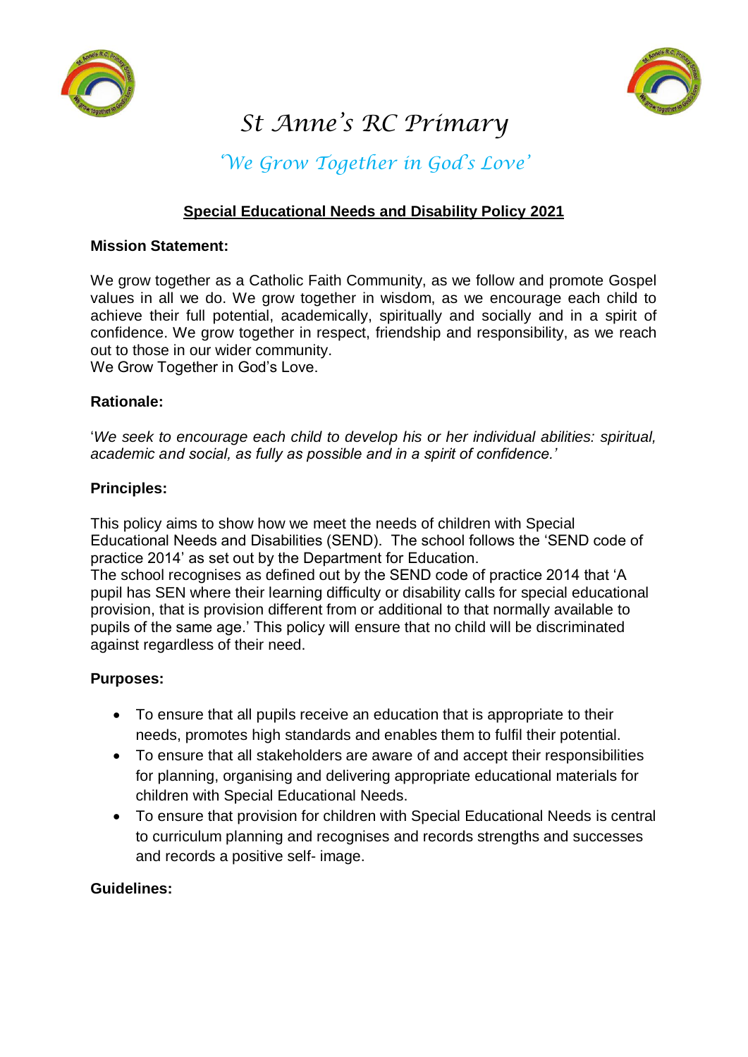# St Anne's RC Primary

## *'We Grow Together in God's Love'*

## **Special Educational Needs and Disability Policy 2021**

**Mission Statement:**

We grow together as a Catholic Faith Community, as we follow and promote Gospel values in all we do. We grow together in wisdom, as we encourage each child to achieve their full potential, academically, spiritually and socially and in a spirit of confidence. We grow together in respect, friendship and responsibility, as we reach out to those in our wider community.
We Grow Together in God's Love.

**Rationale:**

'*We seek to encourage each child to develop his or her individual abilities: spiritual, academic and social, as fully as possible and in a spirit of confidence.'*

**Principles:**

This policy aims to show how we meet the needs of children with Special Educational Needs and Disabilities (SEND). The school follows the 'SEND code of practice 2014' as set out by the Department for Education.
The school recognises as defined out by the SEND code of practice 2014 that 'A pupil has SEN where their learning difficulty or disability calls for special educational provision, that is provision different from or additional to that normally available to pupils of the same age.' This policy will ensure that no child will be discriminated against regardless of their need.

**Purposes:**

- To ensure that all pupils receive an education that is appropriate to their needs, promotes high standards and enables them to fulfil their potential.
- To ensure that all stakeholders are aware of and accept their responsibilities for planning, organising and delivering appropriate educational materials for children with Special Educational Needs.
- To ensure that provision for children with Special Educational Needs is central to curriculum planning and recognises and records strengths and successes and records a positive self- image.

**Guidelines:**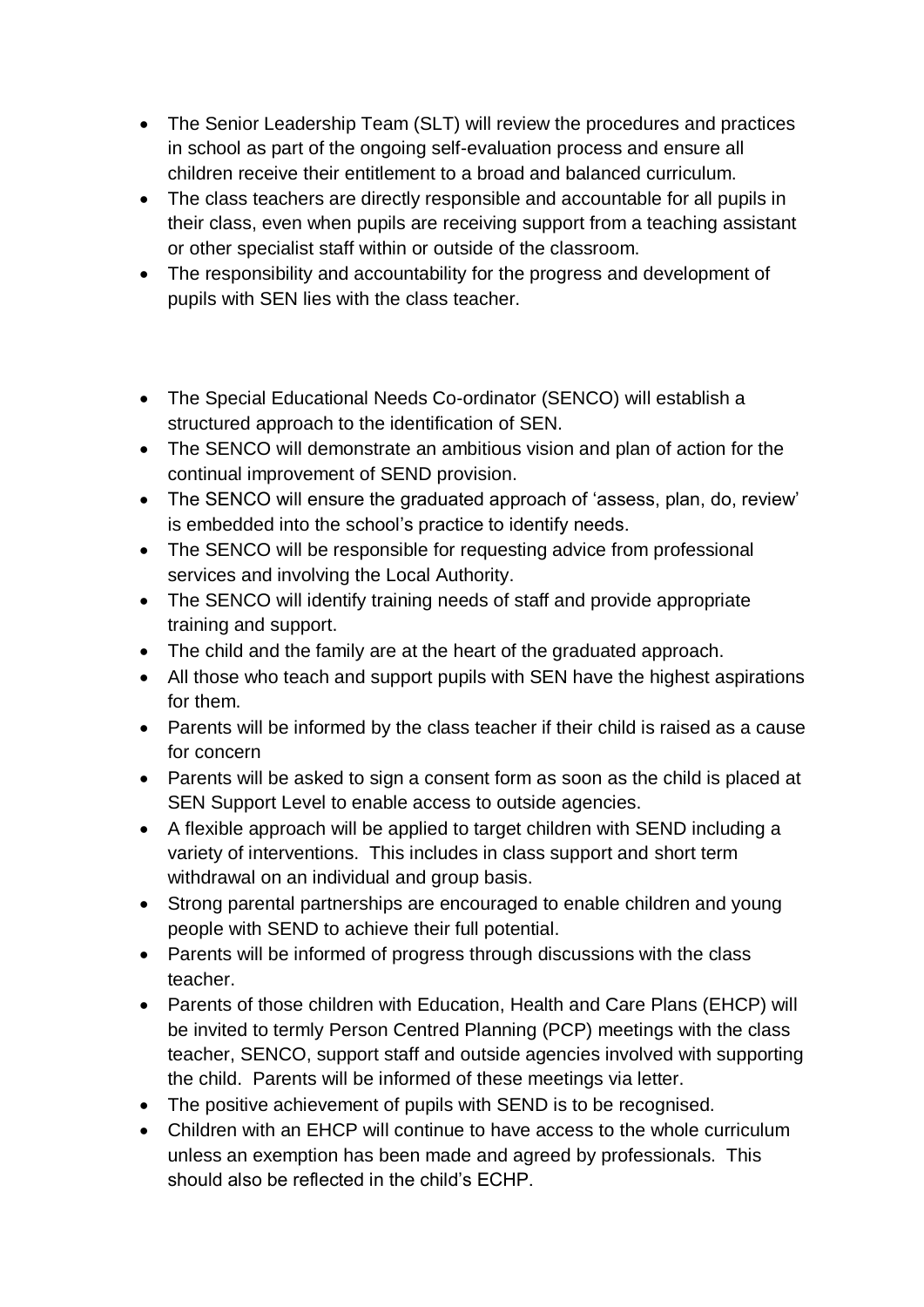- The Senior Leadership Team (SLT) will review the procedures and practices in school as part of the ongoing self-evaluation process and ensure all children receive their entitlement to a broad and balanced curriculum.
- The class teachers are directly responsible and accountable for all pupils in their class, even when pupils are receiving support from a teaching assistant or other specialist staff within or outside of the classroom.
- The responsibility and accountability for the progress and development of pupils with SEN lies with the class teacher.

- The Special Educational Needs Co-ordinator (SENCO) will establish a structured approach to the identification of SEN.
- The SENCO will demonstrate an ambitious vision and plan of action for the continual improvement of SEND provision.
- The SENCO will ensure the graduated approach of 'assess, plan, do, review' is embedded into the school's practice to identify needs.
- The SENCO will be responsible for requesting advice from professional services and involving the Local Authority.
- The SENCO will identify training needs of staff and provide appropriate training and support.
- The child and the family are at the heart of the graduated approach.
- All those who teach and support pupils with SEN have the highest aspirations for them.
- Parents will be informed by the class teacher if their child is raised as a cause for concern
- Parents will be asked to sign a consent form as soon as the child is placed at SEN Support Level to enable access to outside agencies.
- A flexible approach will be applied to target children with SEND including a variety of interventions. This includes in class support and short term withdrawal on an individual and group basis.
- Strong parental partnerships are encouraged to enable children and young people with SEND to achieve their full potential.
- Parents will be informed of progress through discussions with the class teacher.
- Parents of those children with Education, Health and Care Plans (EHCP) will be invited to termly Person Centred Planning (PCP) meetings with the class teacher, SENCO, support staff and outside agencies involved with supporting the child. Parents will be informed of these meetings via letter.
- The positive achievement of pupils with SEND is to be recognised.
- Children with an EHCP will continue to have access to the whole curriculum unless an exemption has been made and agreed by professionals. This should also be reflected in the child's ECHP.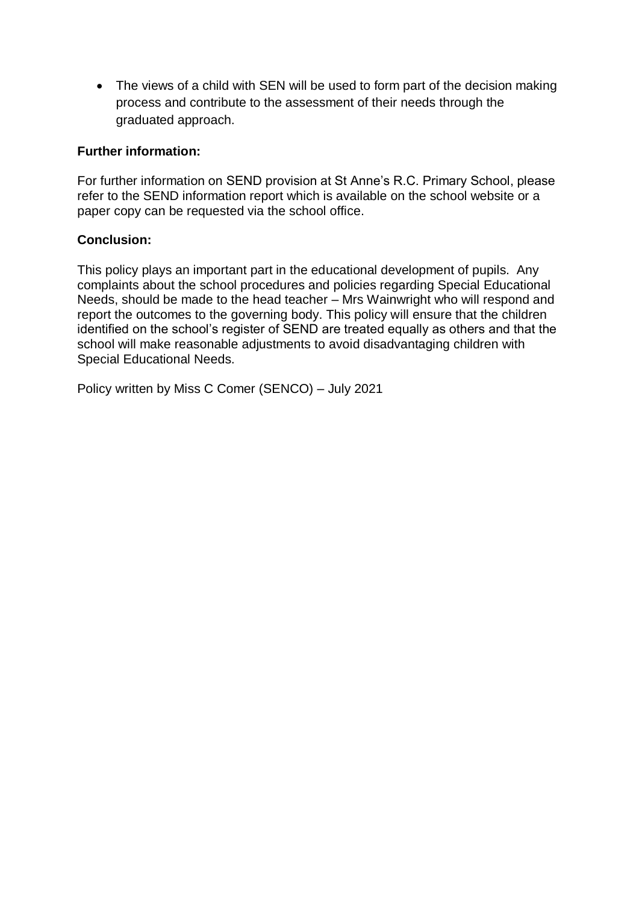- The views of a child with SEN will be used to form part of the decision making process and contribute to the assessment of their needs through the graduated approach.

**Further information:**

For further information on SEND provision at St Anne's R.C. Primary School, please refer to the SEND information report which is available on the school website or a paper copy can be requested via the school office.

**Conclusion:**

This policy plays an important part in the educational development of pupils. Any complaints about the school procedures and policies regarding Special Educational Needs, should be made to the head teacher – Mrs Wainwright who will respond and report the outcomes to the governing body. This policy will ensure that the children identified on the school's register of SEND are treated equally as others and that the school will make reasonable adjustments to avoid disadvantaging children with Special Educational Needs.

Policy written by Miss C Comer (SENCO) – July 2021